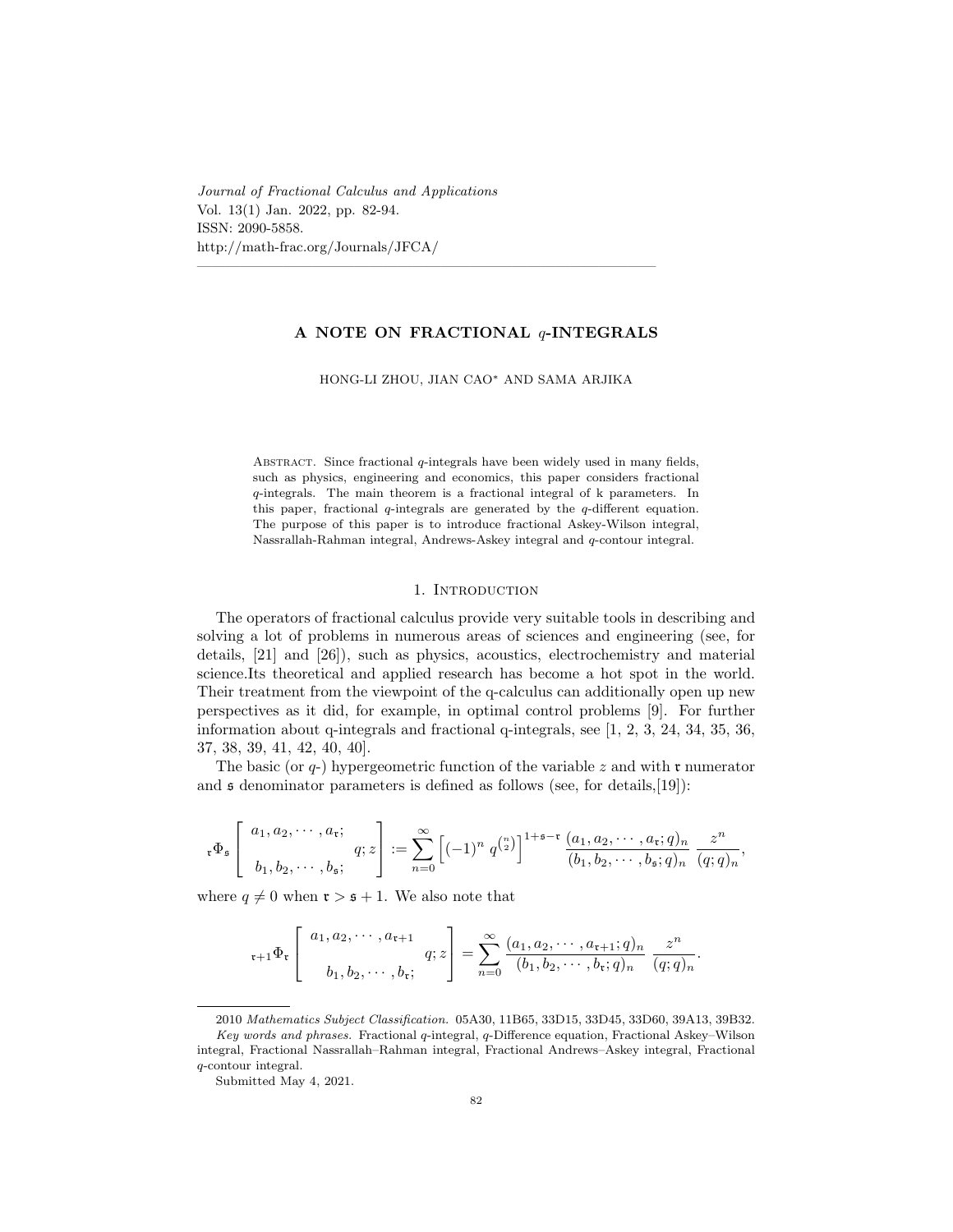Journal of Fractional Calculus and Applications
Vol. 13(1) Jan. 2022, pp. 82-94.
ISSN: 2090-5858.
http://math-frac.org/Journals/JFCA/

# A NOTE ON FRACTIONAL $q$-INTEGRALS

HONG-LI ZHOU, JIAN CAO* AND SAMA ARJIKA

Abstract. Since fractional $q$-integrals have been widely used in many fields, such as physics, engineering and economics, this paper considers fractional $q$-integrals. The main theorem is a fractional integral of k parameters. In this paper, fractional $q$-integrals are generated by the $q$-different equation. The purpose of this paper is to introduce fractional Askey-Wilson integral, Nassrallah-Rahman integral, Andrews-Askey integral and $q$-contour integral.

## 1. Introduction

The operators of fractional calculus provide very suitable tools in describing and solving a lot of problems in numerous areas of sciences and engineering (see, for details, [21] and [26]), such as physics, acoustics, electrochemistry and material science.Its theoretical and applied research has become a hot spot in the world. Their treatment from the viewpoint of the q-calculus can additionally open up new perspectives as it did, for example, in optimal control problems [9]. For further information about q-integrals and fractional q-integrals, see [1, 2, 3, 24, 34, 35, 36, 37, 38, 39, 41, 42, 40, 40].

The basic (or $q$-) hypergeometric function of the variable $z$ and with $\mathfrak{r}$ numerator and $\mathfrak{s}$ denominator parameters is defined as follows (see, for details,[19]):

$$
{}_{\mathfrak{r}}\Phi_{\mathfrak{s}}\left[\begin{array}{c} a_1, a_2, \cdots, a_{\mathfrak{r}}; \\ \\ b_1, b_2, \cdots, b_{\mathfrak{s}}; \end{array} q; z\right] := \sum_{n=0}^{\infty} \left[(-1)^n \, q^{\binom{n}{2}}\right]^{1+\mathfrak{s}-\mathfrak{r}} \frac{(a_1, a_2, \cdots, a_{\mathfrak{r}}; q)_n}{(b_1, b_2, \cdots, b_{\mathfrak{s}}; q)_n} \, \frac{z^n}{(q;q)_n},
$$

where $q \neq 0$ when $\mathfrak{r} > \mathfrak{s} + 1$. We also note that

$$
{}_{\mathfrak{r}+1}\Phi_{\mathfrak{r}}\left[\begin{array}{c} a_1, a_2, \cdots, a_{\mathfrak{r}+1} \\ \\ b_1, b_2, \cdots, b_{\mathfrak{r}}; \end{array} q; z\right] = \sum_{n=0}^{\infty} \frac{(a_1, a_2, \cdots, a_{\mathfrak{r}+1}; q)_n}{(b_1, b_2, \cdots, b_{\mathfrak{r}}; q)_n} \, \frac{z^n}{(q;q)_n}.
$$

2010 *Mathematics Subject Classification.* 05A30, 11B65, 33D15, 33D45, 33D60, 39A13, 39B32.

*Key words and phrases.* Fractional $q$-integral, $q$-Difference equation, Fractional Askey–Wilson integral, Fractional Nassrallah–Rahman integral, Fractional Andrews–Askey integral, Fractional $q$-contour integral.

Submitted May 4, 2021.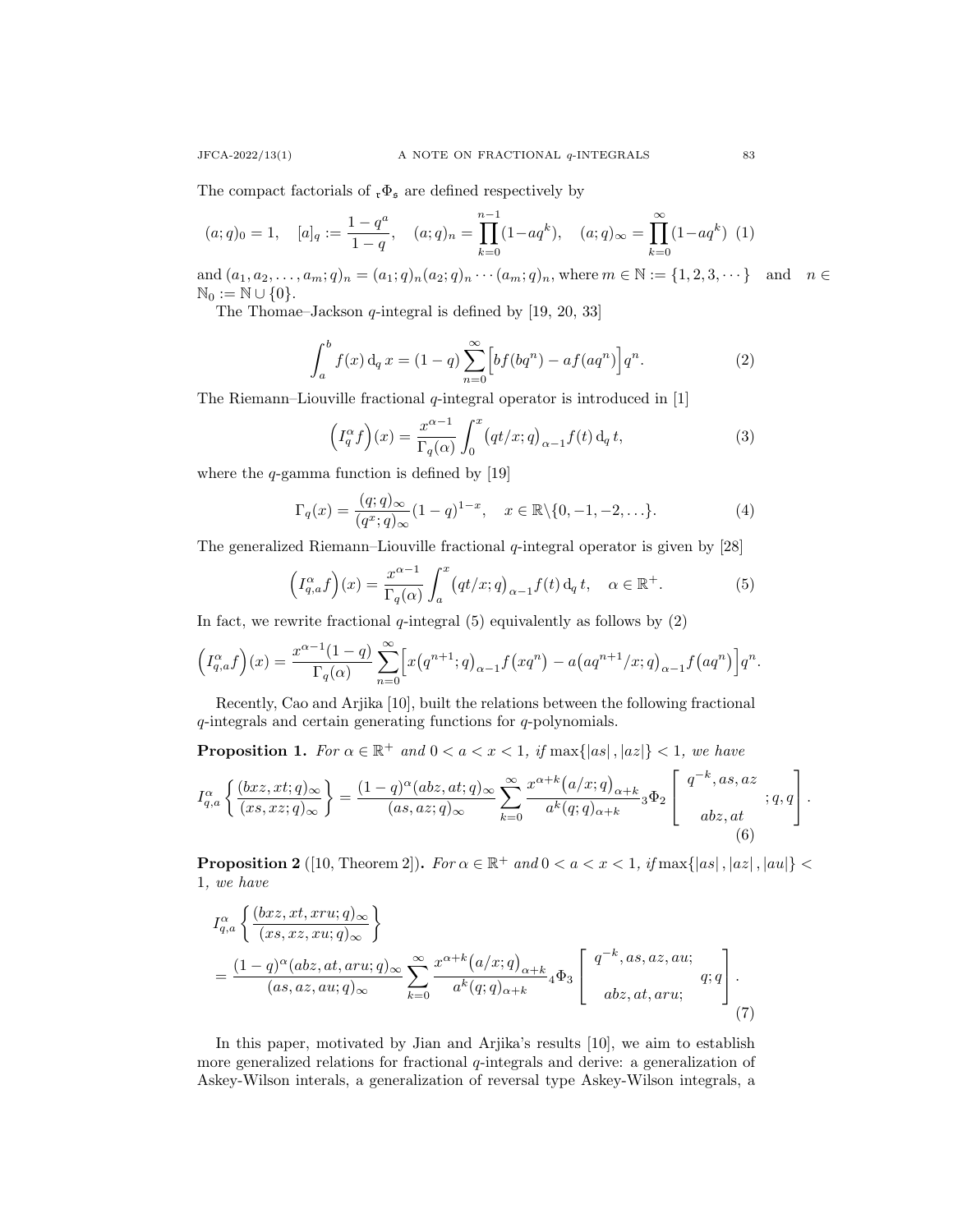The compact factorials of ${}_{\mathfrak{r}}\Phi_{\mathfrak{s}}$ are defined respectively by

$$(a;q)_0 = 1, \quad [a]_q := \frac{1-q^a}{1-q}, \quad (a;q)_n = \prod_{k=0}^{n-1}(1-aq^k), \quad (a;q)_\infty = \prod_{k=0}^{\infty}(1-aq^k) \tag{1}$$

and $(a_1, a_2, \ldots, a_m; q)_n = (a_1;q)_n(a_2;q)_n \cdots (a_m;q)_n$, where $m \in \mathbb{N} := \{1, 2, 3, \cdots\}$ and $n \in \mathbb{N}_0 := \mathbb{N} \cup \{0\}$.

The Thomae–Jackson $q$-integral is defined by [19, 20, 33]

$$\int_a^b f(x)\,\mathrm{d}_q\,x = (1-q)\sum_{n=0}^{\infty}\Big[bf(bq^n) - af(aq^n)\Big]q^n. \tag{2}$$

The Riemann–Liouville fractional $q$-integral operator is introduced in [1]

$$\Big(I_q^\alpha f\Big)(x) = \frac{x^{\alpha-1}}{\Gamma_q(\alpha)}\int_0^x \big(qt/x;q\big)_{\alpha-1} f(t)\,\mathrm{d}_q\,t, \tag{3}$$

where the $q$-gamma function is defined by [19]

$$\Gamma_q(x) = \frac{(q;q)_\infty}{(q^x;q)_\infty}(1-q)^{1-x}, \quad x \in \mathbb{R}\backslash\{0, -1, -2, \ldots\}. \tag{4}$$

The generalized Riemann–Liouville fractional $q$-integral operator is given by [28]

$$\Big(I_{q,a}^\alpha f\Big)(x) = \frac{x^{\alpha-1}}{\Gamma_q(\alpha)}\int_a^x \big(qt/x;q\big)_{\alpha-1} f(t)\,\mathrm{d}_q\,t, \quad \alpha \in \mathbb{R}^+. \tag{5}$$

In fact, we rewrite fractional $q$-integral (5) equivalently as follows by (2)

$$\Big(I_{q,a}^\alpha f\Big)(x) = \frac{x^{\alpha-1}(1-q)}{\Gamma_q(\alpha)}\sum_{n=0}^{\infty}\Big[x\big(q^{n+1};q\big)_{\alpha-1} f\big(xq^n\big) - a\big(aq^{n+1}/x;q\big)_{\alpha-1} f\big(aq^n\big)\Big]q^n.$$

Recently, Cao and Arjika [10], built the relations between the following fractional $q$-integrals and certain generating functions for $q$-polynomials.

**Proposition 1.** *For $\alpha \in \mathbb{R}^+$ and $0 < a < x < 1$, if $\max\{|as|, |az|\} < 1$, we have*

$$I_{q,a}^\alpha\left\{\frac{(bxz, xt;q)_\infty}{(xs, xz;q)_\infty}\right\} = \frac{(1-q)^\alpha(abz, at;q)_\infty}{(as, az;q)_\infty}\sum_{k=0}^{\infty}\frac{x^{\alpha+k}\big(a/x;q\big)_{\alpha+k}}{a^k(q;q)_{\alpha+k}}\,{}_3\Phi_2\left[\begin{matrix} q^{-k}, as, az \\ abz, at \end{matrix}; q, q\right]. \tag{6}$$

**Proposition 2** ([10, Theorem 2])**.** *For $\alpha \in \mathbb{R}^+$ and $0 < a < x < 1$, if $\max\{|as|, |az|, |au|\} < 1$, we have*

$$\begin{aligned}
&I_{q,a}^\alpha\left\{\frac{(bxz, xt, xru;q)_\infty}{(xs, xz, xu;q)_\infty}\right\} \\
&= \frac{(1-q)^\alpha(abz, at, aru;q)_\infty}{(as, az, au;q)_\infty}\sum_{k=0}^{\infty}\frac{x^{\alpha+k}\big(a/x;q\big)_{\alpha+k}}{a^k(q;q)_{\alpha+k}}\,{}_4\Phi_3\left[\begin{matrix} q^{-k}, as, az, au; \\ abz, at, aru; \end{matrix}\; q; q\right].
\end{aligned} \tag{7}$$

In this paper, motivated by Jian and Arjika's results [10], we aim to establish more generalized relations for fractional $q$-integrals and derive: a generalization of Askey-Wilson interals, a generalization of reversal type Askey-Wilson integrals, a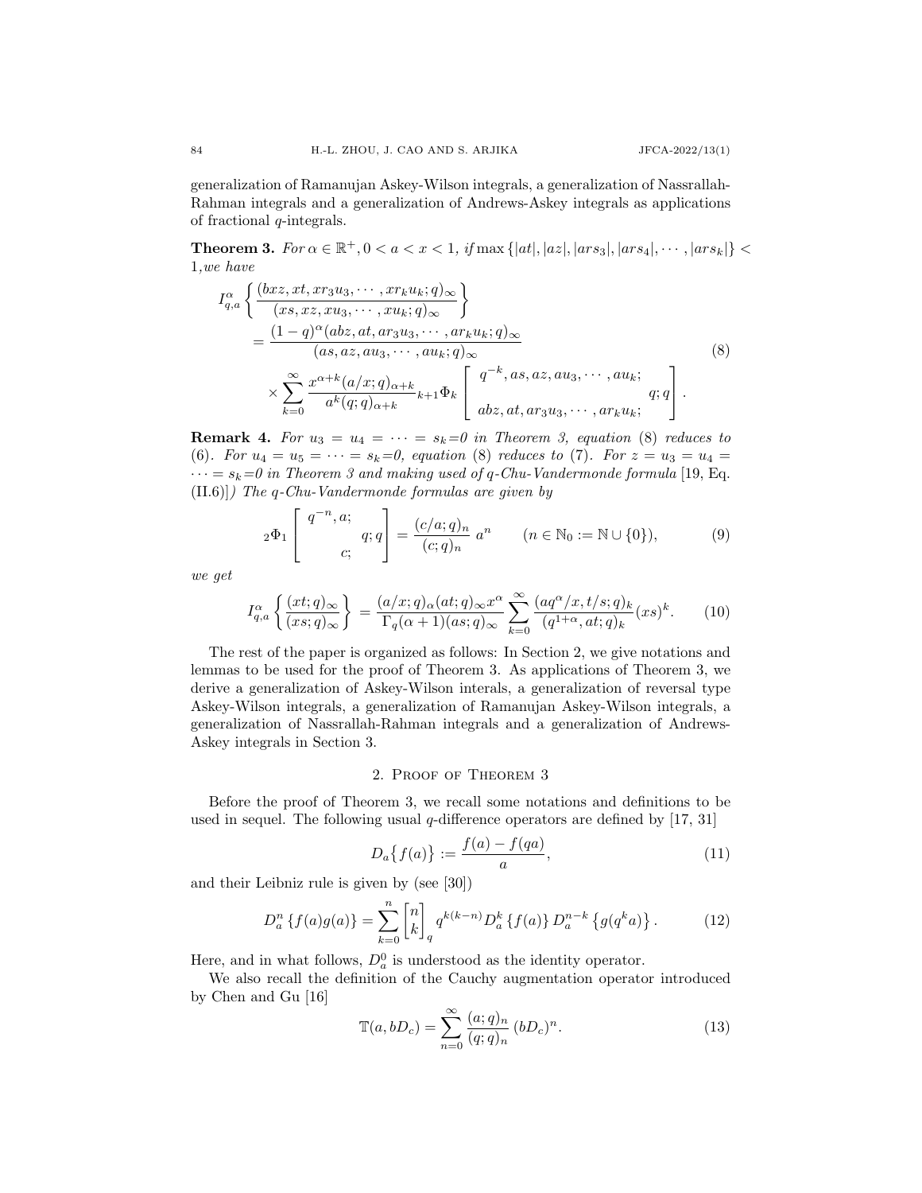generalization of Ramanujan Askey-Wilson integrals, a generalization of Nassrallah-Rahman integrals and a generalization of Andrews-Askey integrals as applications of fractional $q$-integrals.

**Theorem 3.** *For $\alpha \in \mathbb{R}^+, 0 < a < x < 1$, if $\max\{|at|, |az|, |ars_3|, |ars_4|, \cdots, |ars_k|\} < 1$, we have*

$$
\begin{aligned}
I_{q,a}^{\alpha}&\left\{\frac{(bxz, xt, xr_3u_3, \cdots, xr_ku_k; q)_\infty}{(xs, xz, xu_3, \cdots, xu_k; q)_\infty}\right\} \\
&= \frac{(1-q)^\alpha (abz, at, ar_3u_3, \cdots, ar_ku_k; q)_\infty}{(as, az, au_3, \cdots, au_k; q)_\infty} \\
&\quad \times \sum_{k=0}^{\infty} \frac{x^{\alpha+k}(a/x;q)_{\alpha+k}}{a^k (q;q)_{\alpha+k}} {}_{k+1}\Phi_k \left[\begin{matrix} q^{-k}, as, az, au_3, \cdots, au_k; \\ abz, at, ar_3u_3, \cdots, ar_ku_k; \end{matrix} q; q\right].
\end{aligned} \tag{8}
$$

**Remark 4.** *For $u_3 = u_4 = \cdots = s_k$=0 in Theorem 3, equation* (8) *reduces to* (6). *For $u_4 = u_5 = \cdots = s_k$=0, equation* (8) *reduces to* (7). *For $z = u_3 = u_4 = \cdots = s_k$=0 in Theorem 3 and making used of $q$-Chu-Vandermonde formula* [19, Eq. (II.6)]*) The $q$-Chu-Vandermonde formulas are given by*

$$
{}_2\Phi_1 \left[\begin{matrix} q^{-n}, a; \\ c; \end{matrix} q; q\right] = \frac{(c/a;q)_n}{(c;q)_n}\, a^n \qquad (n \in \mathbb{N}_0 := \mathbb{N} \cup \{0\}), \tag{9}
$$

*we get*

$$
I_{q,a}^{\alpha}\left\{\frac{(xt;q)_\infty}{(xs;q)_\infty}\right\} = \frac{(a/x;q)_\alpha (at;q)_\infty x^\alpha}{\Gamma_q(\alpha+1)(as;q)_\infty} \sum_{k=0}^{\infty} \frac{(aq^\alpha/x, t/s;q)_k}{(q^{1+\alpha}, at;q)_k}(xs)^k. \tag{10}
$$

The rest of the paper is organized as follows: In Section 2, we give notations and lemmas to be used for the proof of Theorem 3. As applications of Theorem 3, we derive a generalization of Askey-Wilson interals, a generalization of reversal type Askey-Wilson integrals, a generalization of Ramanujan Askey-Wilson integrals, a generalization of Nassrallah-Rahman integrals and a generalization of Andrews-Askey integrals in Section 3.

## 2. Proof of Theorem 3

Before the proof of Theorem 3, we recall some notations and definitions to be used in sequel. The following usual $q$-difference operators are defined by [17, 31]

$$
D_a\{f(a)\} := \frac{f(a) - f(qa)}{a}, \tag{11}
$$

and their Leibniz rule is given by (see [30])

$$
D_a^n\{f(a)g(a)\} = \sum_{k=0}^{n} \begin{bmatrix} n \\ k \end{bmatrix}_q q^{k(k-n)} D_a^k\{f(a)\} D_a^{n-k}\{g(q^k a)\}. \tag{12}
$$

Here, and in what follows, $D_a^0$ is understood as the identity operator.

We also recall the definition of the Cauchy augmentation operator introduced by Chen and Gu [16]

$$
\mathbb{T}(a, bD_c) = \sum_{n=0}^{\infty} \frac{(a;q)_n}{(q;q)_n}(bD_c)^n. \tag{13}
$$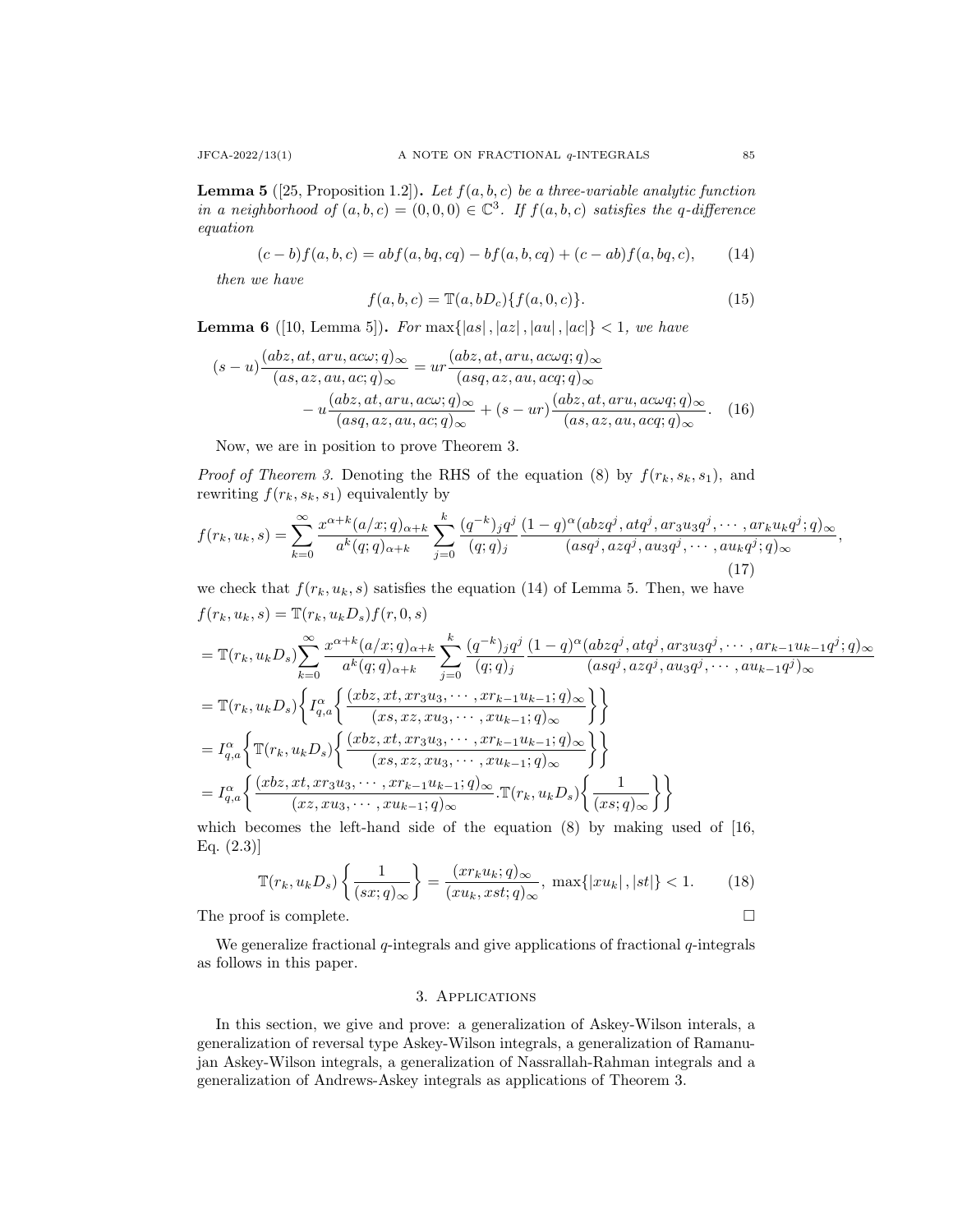**Lemma 5** ([25, Proposition 1.2])**.** *Let $f(a,b,c)$ be a three-variable analytic function in a neighborhood of $(a,b,c)=(0,0,0)\in\mathbb{C}^3$. If $f(a,b,c)$ satisfies the $q$-difference equation*

$$(c-b)f(a,b,c)=abf(a,bq,cq)-bf(a,b,cq)+(c-ab)f(a,bq,c), \qquad (14)$$

*then we have*

$$f(a,b,c)=\mathbb{T}(a,bD_c)\{f(a,0,c)\}. \qquad (15)$$

**Lemma 6** ([10, Lemma 5])**.** *For $\max\{|as|,|az|,|au|,|ac|\}<1$, we have*

$$\begin{aligned}(s-u)\frac{(abz,at,aru,ac\omega;q)_\infty}{(as,az,au,ac;q)_\infty}&=ur\frac{(abz,at,aru,ac\omega q;q)_\infty}{(asq,az,au,acq;q)_\infty}\\&\quad-u\frac{(abz,at,aru,ac\omega;q)_\infty}{(asq,az,au,ac;q)_\infty}+(s-ur)\frac{(abz,at,aru,ac\omega q;q)_\infty}{(as,az,au,acq;q)_\infty}. \qquad (16)\end{aligned}$$

Now, we are in position to prove Theorem 3.

*Proof of Theorem 3.* Denoting the RHS of the equation (8) by $f(r_k,s_k,s_1)$, and rewriting $f(r_k,s_k,s_1)$ equivalently by

$$f(r_k,u_k,s)=\sum_{k=0}^{\infty}\frac{x^{\alpha+k}(a/x;q)_{\alpha+k}}{a^k(q;q)_{\alpha+k}}\sum_{j=0}^{k}\frac{(q^{-k})_jq^j}{(q;q)_j}\frac{(1-q)^\alpha(abzq^j,atq^j,ar_3u_3q^j,\cdots,ar_ku_kq^j;q)_\infty}{(asq^j,azq^j,au_3q^j,\cdots,au_kq^j;q)_\infty}, \qquad (17)$$

we check that $f(r_k,u_k,s)$ satisfies the equation (14) of Lemma 5. Then, we have

$$\begin{aligned}&f(r_k,u_k,s)=\mathbb{T}(r_k,u_kD_s)f(r,0,s)\\&=\mathbb{T}(r_k,u_kD_s)\sum_{k=0}^{\infty}\frac{x^{\alpha+k}(a/x;q)_{\alpha+k}}{a^k(q;q)_{\alpha+k}}\sum_{j=0}^{k}\frac{(q^{-k})_jq^j}{(q;q)_j}\frac{(1-q)^\alpha(abzq^j,atq^j,ar_3u_3q^j,\cdots,ar_{k-1}u_{k-1}q^j;q)_\infty}{(asq^j,azq^j,au_3q^j,\cdots,au_{k-1}q^j)_\infty}\\&=\mathbb{T}(r_k,u_kD_s)\Big\{I_{q,a}^{\alpha}\Big\{\frac{(xbz,xt,xr_3u_3,\cdots,xr_{k-1}u_{k-1};q)_\infty}{(xs,xz,xu_3,\cdots,xu_{k-1};q)_\infty}\Big\}\Big\}\\&=I_{q,a}^{\alpha}\Big\{\mathbb{T}(r_k,u_kD_s)\Big\{\frac{(xbz,xt,xr_3u_3,\cdots,xr_{k-1}u_{k-1};q)_\infty}{(xs,xz,xu_3,\cdots,xu_{k-1};q)_\infty}\Big\}\Big\}\\&=I_{q,a}^{\alpha}\Big\{\frac{(xbz,xt,xr_3u_3,\cdots,xr_{k-1}u_{k-1};q)_\infty}{(xz,xu_3,\cdots,xu_{k-1};q)_\infty}.\mathbb{T}(r_k,u_kD_s)\Big\{\frac{1}{(xs;q)_\infty}\Big\}\Big\}\end{aligned}$$

which becomes the left-hand side of the equation (8) by making used of [16, Eq. (2.3)]

$$\mathbb{T}(r_k,u_kD_s)\left\{\frac{1}{(sx;q)_\infty}\right\}=\frac{(xr_ku_k;q)_\infty}{(xu_k,xst;q)_\infty},\ \max\{|xu_k|,|st|\}<1. \qquad (18)$$

The proof is complete. □

We generalize fractional $q$-integrals and give applications of fractional $q$-integrals as follows in this paper.

## 3. Applications

In this section, we give and prove: a generalization of Askey-Wilson interals, a generalization of reversal type Askey-Wilson integrals, a generalization of Ramanujan Askey-Wilson integrals, a generalization of Nassrallah-Rahman integrals and a generalization of Andrews-Askey integrals as applications of Theorem 3.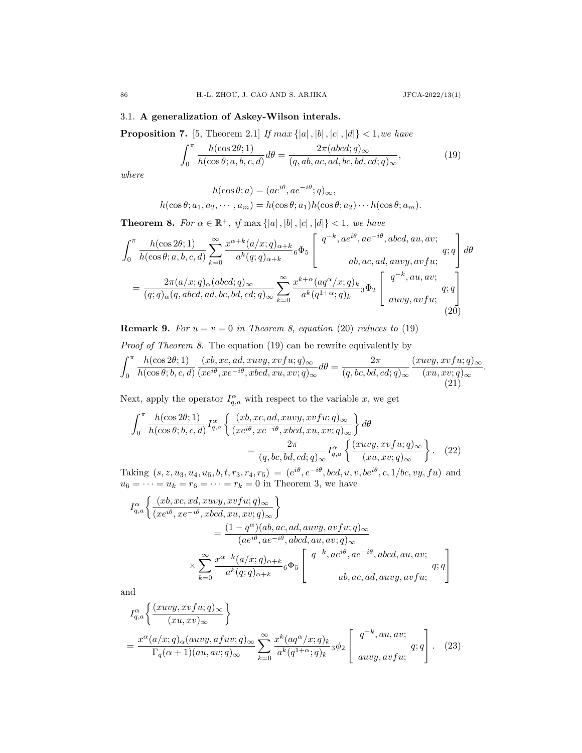### 3.1. **A generalization of Askey-Wilson interals.**

**Proposition 7.** [5, Theorem 2.1] *If* $max\{|a|, |b|, |c|, |d|\} < 1$,*we have*

$$\int_0^\pi \frac{h(\cos 2\theta; 1)}{h(\cos\theta; a, b, c, d)} d\theta = \frac{2\pi(abcd; q)_\infty}{(q, ab, ac, ad, bc, bd, cd; q)_\infty}, \tag{19}$$

*where*

$$h(\cos\theta; a) = (ae^{i\theta}, ae^{-i\theta}; q)_\infty,$$
$$h(\cos\theta; a_1, a_2, \cdots, a_m) = h(\cos\theta; a_1)h(\cos\theta; a_2)\cdots h(\cos\theta; a_m).$$

**Theorem 8.** *For* $\alpha \in \mathbb{R}^+$, *if* $\max\{|a|, |b|, |c|, |d|\} < 1$, *we have*

$$\begin{aligned}
&\int_0^\pi \frac{h(\cos 2\theta; 1)}{h(\cos\theta; a, b, c, d)} \sum_{k=0}^\infty \frac{x^{\alpha+k}(a/x; q)_{\alpha+k}}{a^k(q; q)_{\alpha+k}} {}_6\Phi_5 \left[ \begin{array}{c} q^{-k}, ae^{i\theta}, ae^{-i\theta}, abcd, au, av; \\ ab, ac, ad, auvy, avfu; \end{array} q; q \right] d\theta \\
&= \frac{2\pi(a/x; q)_\alpha(abcd; q)_\infty}{(q; q)_\alpha(q, abcd, ad, bc, bd, cd; q)_\infty} \sum_{k=0}^\infty \frac{x^{k+\alpha}(aq^\alpha/x; q)_k}{a^k(q^{1+\alpha}; q)_k} {}_3\Phi_2 \left[ \begin{array}{c} q^{-k}, au, av; \\ auvy, avfu; \end{array} q; q \right]
\end{aligned} \tag{20}$$

**Remark 9.** *For* $u = v = 0$ *in Theorem 8, equation* (20) *reduces to* (19)

*Proof of Theorem 8.* The equation (19) can be rewrite equivalently by

$$\int_0^\pi \frac{h(\cos 2\theta; 1)}{h(\cos\theta; b, c, d)} \frac{(xb, xc, ad, xuvy, xvfu; q)_\infty}{(xe^{i\theta}, xe^{-i\theta}, xbcd, xu, xv; q)_\infty} d\theta = \frac{2\pi}{(q, bc, bd, cd; q)_\infty} \frac{(xuvy, xvfu; q)_\infty}{(xu, xv; q)_\infty}. \tag{21}$$

Next, apply the operator $I_{q,a}^\alpha$ with respect to the variable $x$, we get

$$\begin{aligned}
\int_0^\pi \frac{h(\cos 2\theta; 1)}{h(\cos\theta; b, c, d)} I_{q,a}^\alpha \left\{ \frac{(xb, xc, ad, xuvy, xvfu; q)_\infty}{(xe^{i\theta}, xe^{-i\theta}, xbcd, xu, xv; q)_\infty} \right\} d\theta \\
= \frac{2\pi}{(q, bc, bd, cd; q)_\infty} I_{q,a}^\alpha \left\{ \frac{(xuvy, xvfu; q)_\infty}{(xu, xv; q)_\infty} \right\}.
\end{aligned} \tag{22}$$

Taking $(s, z, u_3, u_4, u_5, b, t, r_3, r_4, r_5) = (e^{i\theta}, e^{-i\theta}, bcd, u, v, be^{i\theta}, c, 1/bc, vy, fu)$ and $u_6 = \cdots = u_k = r_6 = \cdots = r_k = 0$ in Theorem 3, we have

$$\begin{aligned}
I_{q,a}^\alpha &\left\{ \frac{(xb, xc, xd, xuvy, xvfu; q)_\infty}{(xe^{i\theta}, xe^{-i\theta}, xbcd, xu, xv; q)_\infty} \right\} \\
&= \frac{(1 - q^\alpha)(ab, ac, ad, auvy, avfu; q)_\infty}{(ae^{i\theta}, ae^{-i\theta}, abcd, au, av; q)_\infty} \\
&\times \sum_{k=0}^\infty \frac{x^{\alpha+k}(a/x; q)_{\alpha+k}}{a^k(q; q)_{\alpha+k}} {}_6\Phi_5 \left[ \begin{array}{c} q^{-k}, ae^{i\theta}, ae^{-i\theta}, abcd, au, av; \\ ab, ac, ad, auvy, avfu; \end{array} q; q \right]
\end{aligned}$$

and

$$\begin{aligned}
&I_{q,a}^\alpha \left\{ \frac{(xuvy, xvfu; q)_\infty}{(xu, xv)_\infty} \right\} \\
&= \frac{x^\alpha(a/x; q)_\alpha(auvy, afuv; q)_\infty}{\Gamma_q(\alpha+1)(au, av; q)_\infty} \sum_{k=0}^\infty \frac{x^k(aq^\alpha/x; q)_k}{a^k(q^{1+\alpha}; q)_k} {}_3\phi_2 \left[ \begin{array}{c} q^{-k}, au, av; \\ auvy, avfu; \end{array} q; q \right].
\end{aligned} \tag{23}$$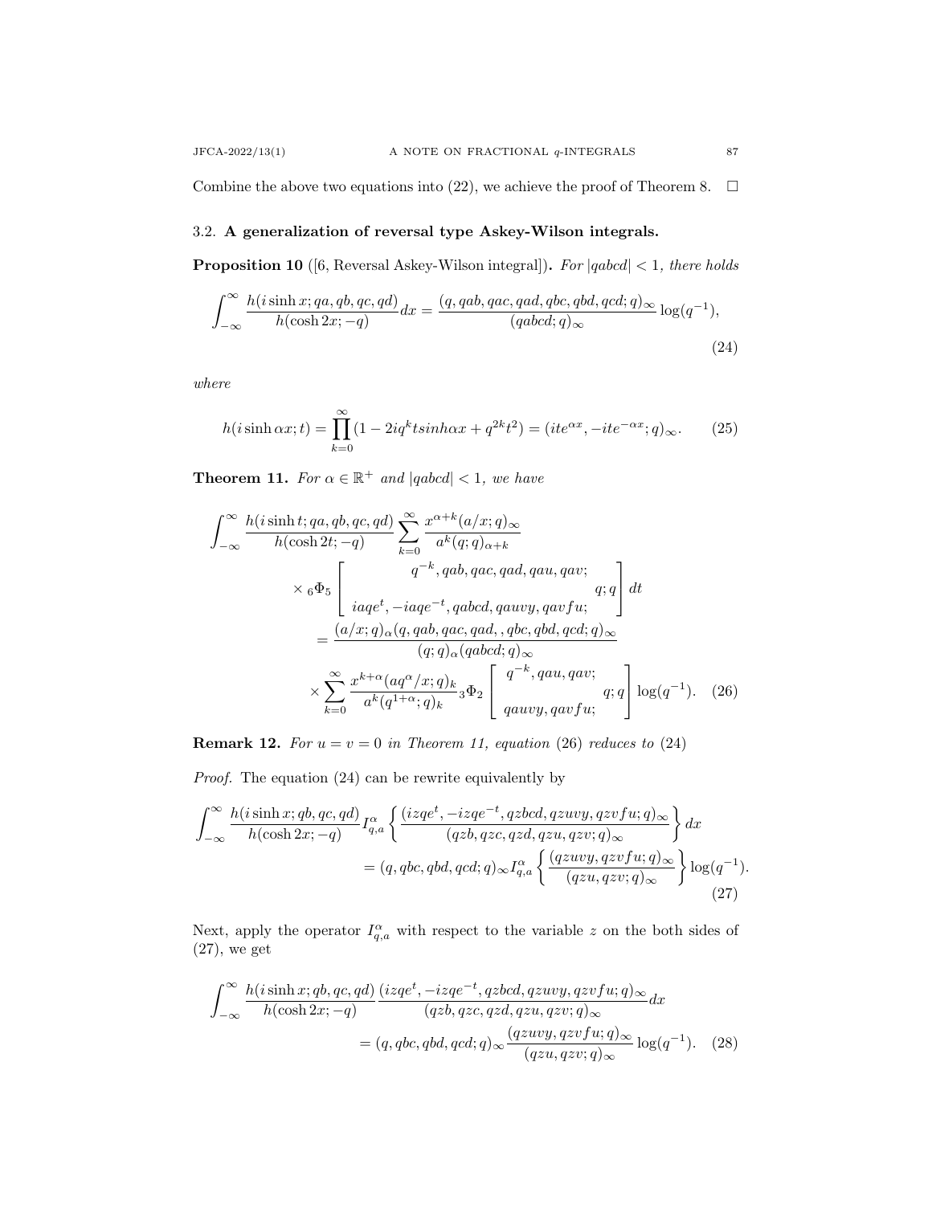Combine the above two equations into (22), we achieve the proof of Theorem 8. $\square$

### 3.2. A generalization of reversal type Askey-Wilson integrals.

**Proposition 10** ([6, Reversal Askey-Wilson integral])**.** *For $|qabcd| < 1$, there holds*

$$\int_{-\infty}^{\infty} \frac{h(i\sinh x; qa, qb, qc, qd)}{h(\cosh 2x; -q)} dx = \frac{(q, qab, qac, qad, qbc, qbd, qcd; q)_\infty}{(qabcd; q)_\infty} \log(q^{-1}), \tag{24}$$

*where*

$$h(i\sinh\alpha x; t) = \prod_{k=0}^{\infty} (1 - 2iq^k t sinh\alpha x + q^{2k}t^2) = (ite^{\alpha x}, -ite^{-\alpha x}; q)_\infty. \tag{25}$$

**Theorem 11.** *For $\alpha \in \mathbb{R}^+$ and $|qabcd| < 1$, we have*

$$\begin{aligned}
\int_{-\infty}^{\infty} \frac{h(i\sinh t; qa, qb, qc, qd)}{h(\cosh 2t; -q)} & \sum_{k=0}^{\infty} \frac{x^{\alpha+k}(a/x; q)_\infty}{a^k (q; q)_{\alpha+k}} \\
&\times {}_6\Phi_5 \left[ \begin{array}{c} q^{-k}, qab, qac, qad, qau, qav; \\ iaqe^t, -iaqe^{-t}, qabcd, qauvy, qavfu; \end{array} q; q \right] dt \\
&= \frac{(a/x; q)_\alpha (q, qab, qac, qad, , qbc, qbd, qcd; q)_\infty}{(q; q)_\alpha (qabcd; q)_\infty} \\
&\quad \times \sum_{k=0}^{\infty} \frac{x^{k+\alpha}(aq^\alpha/x; q)_k}{a^k (q^{1+\alpha}; q)_k} {}_3\Phi_2 \left[ \begin{array}{c} q^{-k}, qau, qav; \\ qauvy, qavfu; \end{array} q; q \right] \log(q^{-1}).
\end{aligned} \tag{26}$$

**Remark 12.** *For $u = v = 0$ in Theorem 11, equation (26) reduces to (24)*

*Proof.* The equation (24) can be rewrite equivalently by

$$\begin{aligned}
\int_{-\infty}^{\infty} \frac{h(i\sinh x; qb, qc, qd)}{h(\cosh 2x; -q)} I_{q,a}^{\alpha} &\left\{ \frac{(izqe^t, -izqe^{-t}, qzbcd, qzuvy, qzvfu; q)_\infty}{(qzb, qzc, qzd, qzu, qzv; q)_\infty} \right\} dx \\
&= (q, qbc, qbd, qcd; q)_\infty I_{q,a}^{\alpha} \left\{ \frac{(qzuvy, qzvfu; q)_\infty}{(qzu, qzv; q)_\infty} \right\} \log(q^{-1}).
\end{aligned} \tag{27}$$

Next, apply the operator $I_{q,a}^{\alpha}$ with respect to the variable $z$ on the both sides of (27), we get

$$\begin{aligned}
\int_{-\infty}^{\infty} \frac{h(i\sinh x; qb, qc, qd)}{h(\cosh 2x; -q)} &\frac{(izqe^t, -izqe^{-t}, qzbcd, qzuvy, qzvfu; q)_\infty}{(qzb, qzc, qzd, qzu, qzv; q)_\infty} dx \\
&= (q, qbc, qbd, qcd; q)_\infty \frac{(qzuvy, qzvfu; q)_\infty}{(qzu, qzv; q)_\infty} \log(q^{-1}).
\end{aligned} \tag{28}$$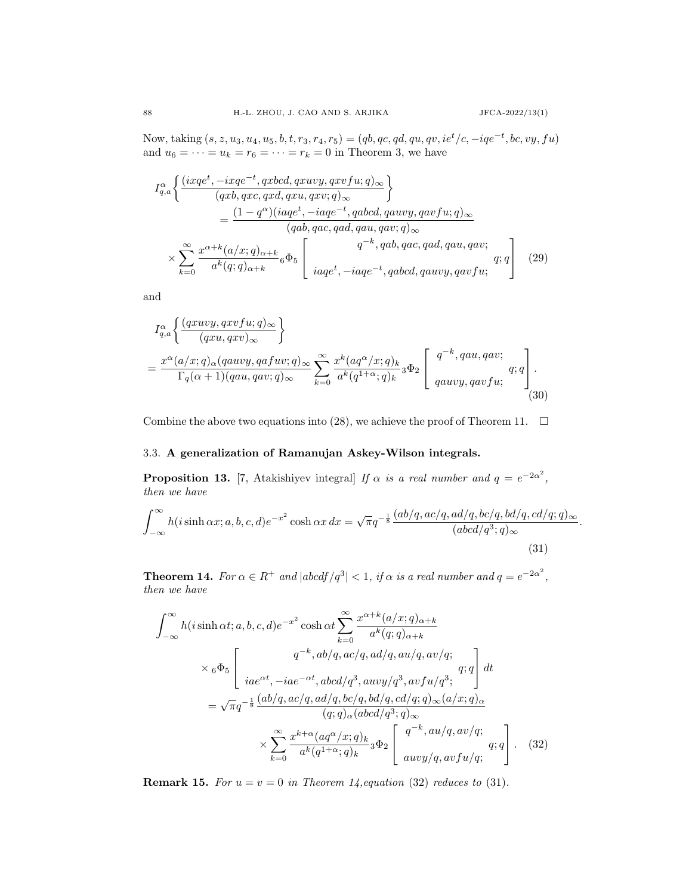Now, taking $(s, z, u_3, u_4, u_5, b, t, r_3, r_4, r_5) = (qb, qc, qd, qu, qv, ie^t/c, -iqe^{-t}, bc, vy, fu)$ and $u_6 = \cdots = u_k = r_6 = \cdots = r_k = 0$ in Theorem 3, we have

$$
\begin{aligned}
I_{q,a}^{\alpha}&\left\{\frac{(ixqe^t, -ixqe^{-t}, qxbcd, qxuvy, qxvfu; q)_\infty}{(qxb, qxc, qxd, qxu, qxv; q)_\infty}\right\} \\
&\qquad = \frac{(1-q^\alpha)(iaqe^t, -iaqe^{-t}, qabcd, qauvy, qavfu; q)_\infty}{(qab, qac, qad, qau, qav; q)_\infty} \\
&\times \sum_{k=0}^{\infty} \frac{x^{\alpha+k}(a/x;q)_{\alpha+k}}{a^k (q;q)_{\alpha+k}} {}_6\Phi_5\left[\begin{matrix} q^{-k}, qab, qac, qad, qau, qav; \\ iaqe^t, -iaqe^{-t}, qabcd, qauvy, qavfu; \end{matrix} q; q\right] \qquad (29)
\end{aligned}
$$

and

$$
\begin{aligned}
&I_{q,a}^{\alpha}\left\{\frac{(qxuvy, qxvfu; q)_\infty}{(qxu, qxv)_\infty}\right\} \\
&= \frac{x^\alpha (a/x;q)_\alpha (qauvy, qafuv; q)_\infty}{\Gamma_q(\alpha+1)(qau, qav; q)_\infty} \sum_{k=0}^{\infty} \frac{x^k (aq^\alpha/x;q)_k}{a^k (q^{1+\alpha};q)_k} {}_3\Phi_2\left[\begin{matrix} q^{-k}, qau, qav; \\ qauvy, qavfu; \end{matrix} q; q\right]. \qquad (30)
\end{aligned}
$$

Combine the above two equations into (28), we achieve the proof of Theorem 11. $\square$

### 3.3. A generalization of Ramanujan Askey-Wilson integrals.

**Proposition 13.** [7, Atakishiyev integral] *If $\alpha$ is a real number and $q = e^{-2\alpha^2}$, then we have*

$$
\int_{-\infty}^{\infty} h(i\sinh \alpha x; a, b, c, d) e^{-x^2} \cosh \alpha x \, dx = \sqrt{\pi} q^{-\frac{1}{8}} \frac{(ab/q, ac/q, ad/q, bc/q, bd/q, cd/q; q)_\infty}{(abcd/q^3; q)_\infty}. \qquad (31)
$$

**Theorem 14.** *For $\alpha \in R^+$ and $|abcdf/q^3| < 1$, if $\alpha$ is a real number and $q = e^{-2\alpha^2}$, then we have*

$$
\begin{aligned}
\int_{-\infty}^{\infty} & h(i\sinh \alpha t; a, b, c, d) e^{-x^2} \cosh \alpha t \sum_{k=0}^{\infty} \frac{x^{\alpha+k}(a/x;q)_{\alpha+k}}{a^k (q;q)_{\alpha+k}} \\
&\times {}_6\Phi_5\left[\begin{matrix} q^{-k}, ab/q, ac/q, ad/q, au/q, av/q; \\ iae^{\alpha t}, -iae^{-\alpha t}, abcd/q^3, auvy/q^3, avfu/q^3; \end{matrix} q; q\right] dt \\
&= \sqrt{\pi} q^{-\frac{1}{8}} \frac{(ab/q, ac/q, ad/q, bc/q, bd/q, cd/q; q)_\infty (a/x;q)_\alpha}{(q;q)_\alpha (abcd/q^3; q)_\infty} \\
&\qquad \times \sum_{k=0}^{\infty} \frac{x^{k+\alpha}(aq^\alpha/x;q)_k}{a^k (q^{1+\alpha};q)_k} {}_3\Phi_2\left[\begin{matrix} q^{-k}, au/q, av/q; \\ auvy/q, avfu/q; \end{matrix} q; q\right]. \qquad (32)
\end{aligned}
$$

**Remark 15.** *For $u = v = 0$ in Theorem 14, equation (32) reduces to (31).*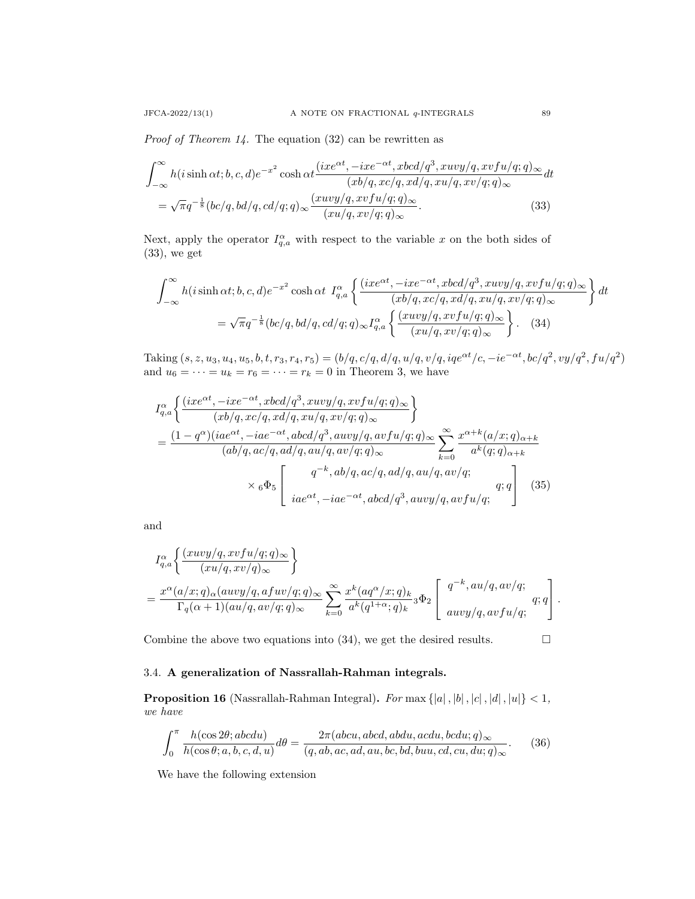*Proof of Theorem 14.* The equation (32) can be rewritten as

$$
\int_{-\infty}^{\infty} h(i\sinh\alpha t; b,c,d) e^{-x^2}\cosh\alpha t \frac{(ixe^{\alpha t}, -ixe^{-\alpha t}, xbcd/q^3, xuvy/q, xvfu/q; q)_\infty}{(xb/q, xc/q, xd/q, xu/q, xv/q; q)_\infty} dt
$$
$$
= \sqrt{\pi} q^{-\frac{1}{8}} (bc/q, bd/q, cd/q; q)_\infty \frac{(xuvy/q, xvfu/q; q)_\infty}{(xu/q, xv/q; q)_\infty}. \tag{33}
$$

Next, apply the operator $I_{q,a}^{\alpha}$ with respect to the variable $x$ on the both sides of (33), we get

$$
\int_{-\infty}^{\infty} h(i\sinh\alpha t; b,c,d) e^{-x^2}\cosh\alpha t \; I_{q,a}^{\alpha}\left\{ \frac{(ixe^{\alpha t}, -ixe^{-\alpha t}, xbcd/q^3, xuvy/q, xvfu/q; q)_\infty}{(xb/q, xc/q, xd/q, xu/q, xv/q; q)_\infty} \right\} dt
$$
$$
= \sqrt{\pi} q^{-\frac{1}{8}} (bc/q, bd/q, cd/q; q)_\infty I_{q,a}^{\alpha}\left\{ \frac{(xuvy/q, xvfu/q; q)_\infty}{(xu/q, xv/q; q)_\infty} \right\}. \tag{34}
$$

Taking $(s, z, u_3, u_4, u_5, b, t, r_3, r_4, r_5) = (b/q, c/q, d/q, u/q, v/q, iqe^{\alpha t}/c, -ie^{-\alpha t}, bc/q^2, vy/q^2, fu/q^2)$ and $u_6 = \cdots = u_k = r_6 = \cdots = r_k = 0$ in Theorem 3, we have

$$
I_{q,a}^{\alpha}\left\{ \frac{(ixe^{\alpha t}, -ixe^{-\alpha t}, xbcd/q^3, xuvy/q, xvfu/q; q)_\infty}{(xb/q, xc/q, xd/q, xu/q, xv/q; q)_\infty} \right\}
$$
$$
= \frac{(1-q^{\alpha})(iae^{\alpha t}, -iae^{-\alpha t}, abcd/q^3, auvy/q, avfu/q; q)_\infty}{(ab/q, ac/q, ad/q, au/q, av/q; q)_\infty} \sum_{k=0}^{\infty} \frac{x^{\alpha+k}(a/x; q)_{\alpha+k}}{a^k (q;q)_{\alpha+k}}
$$
$$
\times {}_6\Phi_5 \left[ \begin{matrix} q^{-k}, ab/q, ac/q, ad/q, au/q, av/q; \\ iae^{\alpha t}, -iae^{-\alpha t}, abcd/q^3, auvy/q, avfu/q; \end{matrix} q; q \right] \tag{35}
$$

and

$$
I_{q,a}^{\alpha}\left\{ \frac{(xuvy/q, xvfu/q; q)_\infty}{(xu/q, xv/q)_\infty} \right\}
$$
$$
= \frac{x^{\alpha}(a/x; q)_{\alpha}(auvy/q, afuv/q; q)_\infty}{\Gamma_q(\alpha+1)(au/q, av/q; q)_\infty} \sum_{k=0}^{\infty} \frac{x^k (aq^{\alpha}/x; q)_k}{a^k (q^{1+\alpha}; q)_k} {}_3\Phi_2 \left[ \begin{matrix} q^{-k}, au/q, av/q; \\ auvy/q, avfu/q; \end{matrix} q; q \right].
$$

Combine the above two equations into (34), we get the desired results. $\square$

### 3.4. **A generalization of Nassrallah-Rahman integrals.**

**Proposition 16** (Nassrallah-Rahman Integral)**.** *For* $\max\{|a|, |b|, |c|, |d|, |u|\} < 1$, *we have*

$$
\int_0^{\pi} \frac{h(\cos 2\theta; abcdu)}{h(\cos\theta; a, b, c, d, u)} d\theta = \frac{2\pi(abcu, abcd, abdu, acdu, bcdu; q)_\infty}{(q, ab, ac, ad, au, bc, bd, buu, cd, cu, du; q)_\infty}. \tag{36}
$$

We have the following extension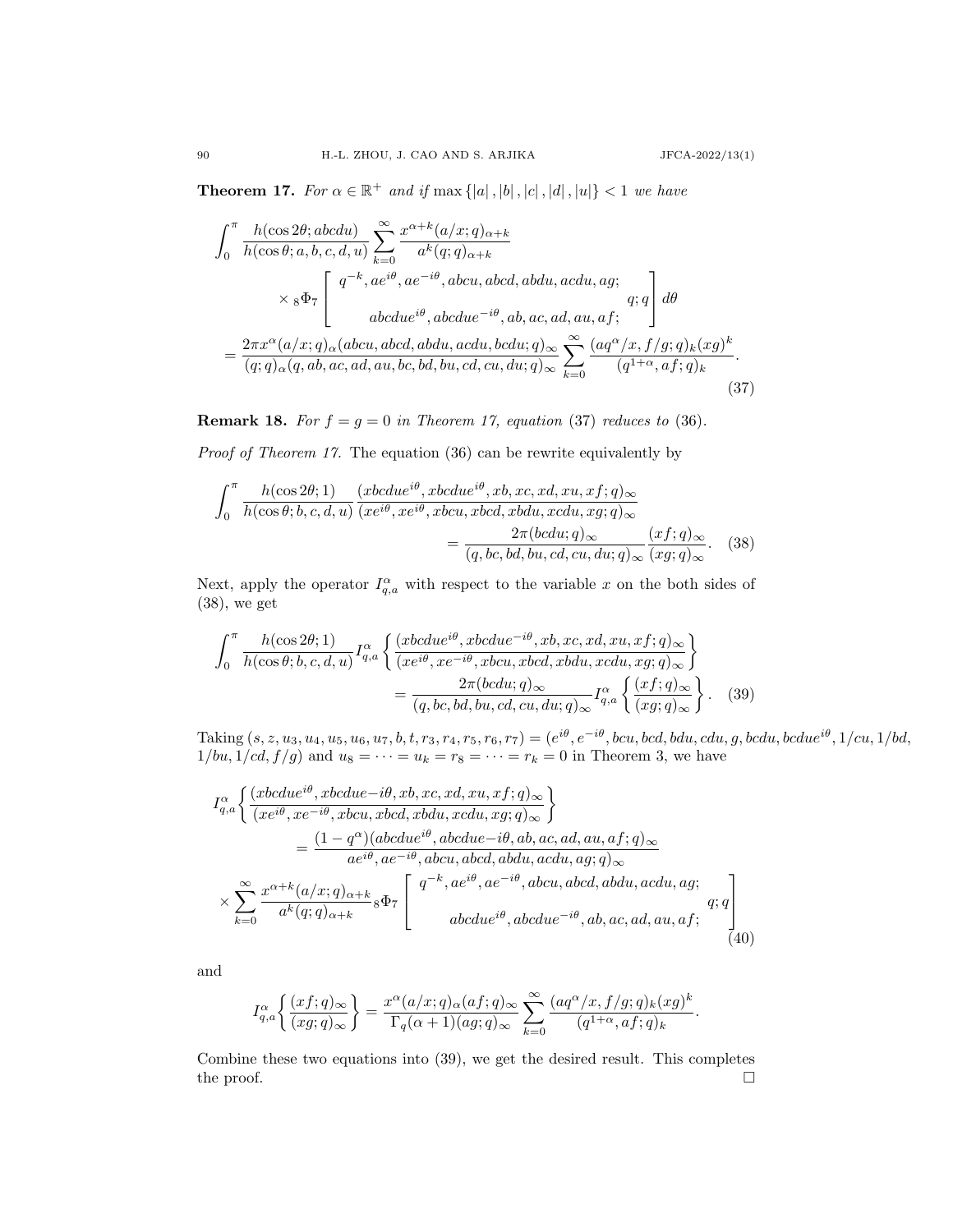**Theorem 17.** *For $\alpha \in \mathbb{R}^+$ and if $\max\{|a|, |b|, |c|, |d|, |u|\} < 1$ we have*

$$
\begin{aligned}
\int_0^\pi & \frac{h(\cos 2\theta; abcdu)}{h(\cos\theta; a, b, c, d, u)} \sum_{k=0}^\infty \frac{x^{\alpha+k}(a/x;q)_{\alpha+k}}{a^k(q;q)_{\alpha+k}} \\
& \times {}_8\Phi_7 \left[ \begin{array}{c} q^{-k}, ae^{i\theta}, ae^{-i\theta}, abcu, abcd, abdu, acdu, ag; \\ abcdue^{i\theta}, abcdue^{-i\theta}, ab, ac, ad, au, af; \end{array} q; q \right] d\theta \\
= & \frac{2\pi x^\alpha (a/x;q)_\alpha (abcu, abcd, abdu, acdu, bcdu; q)_\infty}{(q;q)_\alpha (q, ab, ac, ad, au, bc, bd, bu, cd, cu, du; q)_\infty} \sum_{k=0}^\infty \frac{(aq^\alpha/x, f/g; q)_k (xg)^k}{(q^{1+\alpha}, af; q)_k}.
\end{aligned} \tag{37}
$$

**Remark 18.** *For $f = g = 0$ in Theorem 17, equation* (37) *reduces to* (36).

*Proof of Theorem 17.* The equation (36) can be rewrite equivalently by

$$
\begin{aligned}
\int_0^\pi \frac{h(\cos 2\theta; 1)}{h(\cos\theta; b, c, d, u)} & \frac{(xbcdue^{i\theta}, xbcdue^{i\theta}, xb, xc, xd, xu, xf; q)_\infty}{(xe^{i\theta}, xe^{i\theta}, xbcu, xbcd, xbdu, xcdu, xg; q)_\infty} \\
& = \frac{2\pi (bcdu; q)_\infty}{(q, bc, bd, bu, cd, cu, du; q)_\infty} \frac{(xf;q)_\infty}{(xg;q)_\infty}.
\end{aligned} \tag{38}
$$

Next, apply the operator $I_{q,a}^\alpha$ with respect to the variable $x$ on the both sides of (38), we get

$$
\begin{aligned}
\int_0^\pi \frac{h(\cos 2\theta; 1)}{h(\cos\theta; b, c, d, u)} & I_{q,a}^\alpha \left\{ \frac{(xbcdue^{i\theta}, xbcdue^{-i\theta}, xb, xc, xd, xu, xf; q)_\infty}{(xe^{i\theta}, xe^{-i\theta}, xbcu, xbcd, xbdu, xcdu, xg; q)_\infty} \right\} \\
& = \frac{2\pi (bcdu; q)_\infty}{(q, bc, bd, bu, cd, cu, du; q)_\infty} I_{q,a}^\alpha \left\{ \frac{(xf;q)_\infty}{(xg;q)_\infty} \right\}.
\end{aligned} \tag{39}
$$

Taking $(s, z, u_3, u_4, u_5, u_6, u_7, b, t, r_3, r_4, r_5, r_6, r_7) = (e^{i\theta}, e^{-i\theta}, bcu, bcd, bdu, cdu, g, bcdu, bcdue^{i\theta}, 1/cu, 1/bd, 1/bu, 1/cd, f/g)$ and $u_8 = \cdots = u_k = r_8 = \cdots = r_k = 0$ in Theorem 3, we have

$$
\begin{aligned}
I_{q,a}^\alpha & \left\{ \frac{(xbcdue^{i\theta}, xbcdue{-i\theta}, xb, xc, xd, xu, xf; q)_\infty}{(xe^{i\theta}, xe^{-i\theta}, xbcu, xbcd, xbdu, xcdu, xg; q)_\infty} \right\} \\
& = \frac{(1-q^\alpha)(abcdue^{i\theta}, abcdue{-i\theta}, ab, ac, ad, au, af; q)_\infty}{ae^{i\theta}, ae^{-i\theta}, abcu, abcd, abdu, acdu, ag; q)_\infty} \\
\times & \sum_{k=0}^\infty \frac{x^{\alpha+k}(a/x;q)_{\alpha+k}}{a^k(q;q)_{\alpha+k}} {}_8\Phi_7 \left[ \begin{array}{c} q^{-k}, ae^{i\theta}, ae^{-i\theta}, abcu, abcd, abdu, acdu, ag; \\ abcdue^{i\theta}, abcdue^{-i\theta}, ab, ac, ad, au, af; \end{array} q; q \right]
\end{aligned} \tag{40}
$$

and

$$
I_{q,a}^\alpha \left\{ \frac{(xf;q)_\infty}{(xg;q)_\infty} \right\} = \frac{x^\alpha (a/x;q)_\alpha (af;q)_\infty}{\Gamma_q(\alpha+1)(ag;q)_\infty} \sum_{k=0}^\infty \frac{(aq^\alpha/x, f/g; q)_k (xg)^k}{(q^{1+\alpha}, af; q)_k}.
$$

Combine these two equations into (39), we get the desired result. This completes the proof. $\square$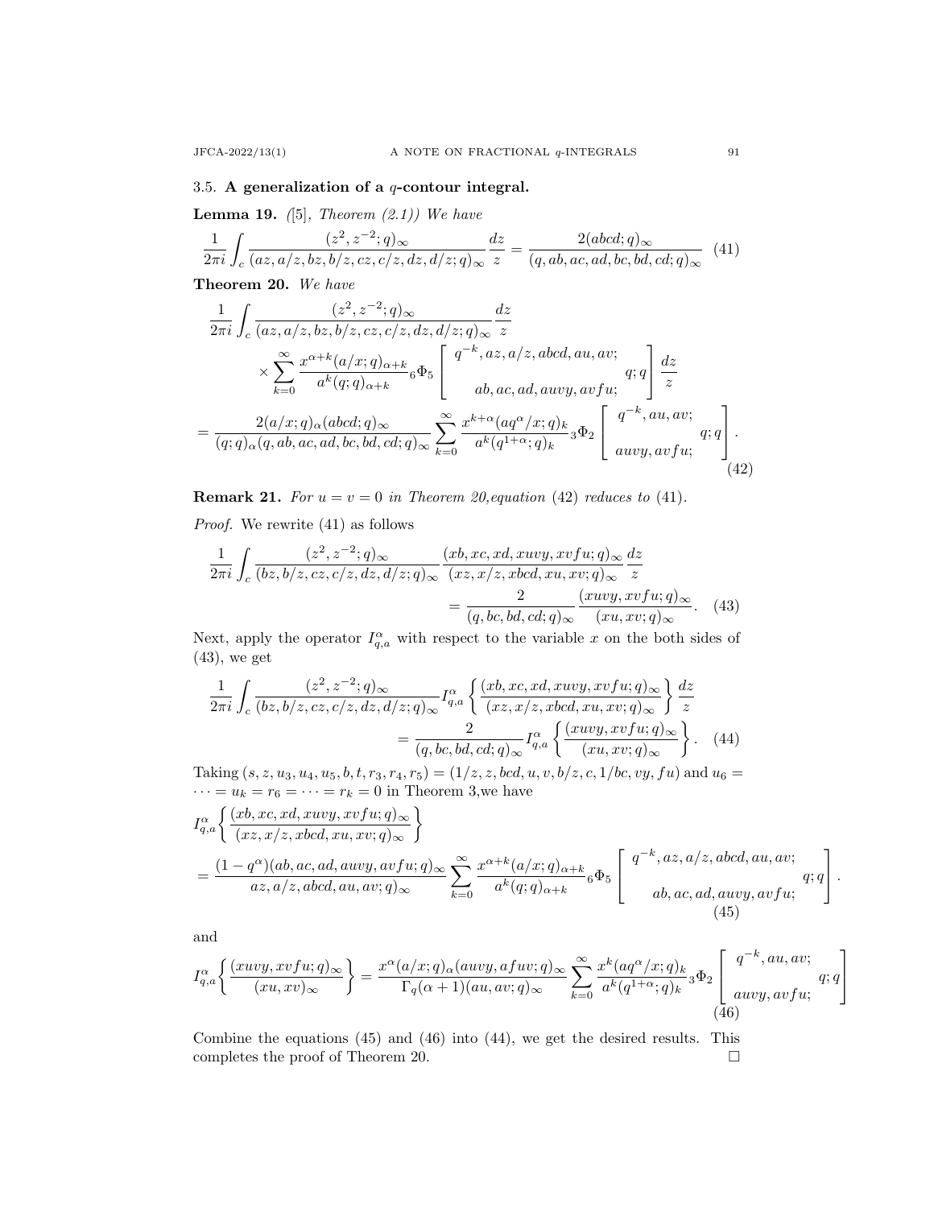### 3.5. A generalization of a $q$-contour integral.

**Lemma 19.** *([5], Theorem (2.1)) We have*

$$\frac{1}{2\pi i}\int_c \frac{(z^2, z^{-2}; q)_\infty}{(az, a/z, bz, b/z, cz, c/z, dz, d/z; q)_\infty}\frac{dz}{z} = \frac{2(abcd;q)_\infty}{(q, ab, ac, ad, bc, bd, cd; q)_\infty} \quad (41)$$

**Theorem 20.** *We have*

$$\begin{aligned}
&\frac{1}{2\pi i}\int_c \frac{(z^2, z^{-2}; q)_\infty}{(az, a/z, bz, b/z, cz, c/z, dz, d/z; q)_\infty}\frac{dz}{z} \\
&\quad\times \sum_{k=0}^{\infty} \frac{x^{\alpha+k}(a/x;q)_{\alpha+k}}{a^k (q;q)_{\alpha+k}}\, {}_6\Phi_5 \left[ \begin{array}{c} q^{-k}, az, a/z, abcd, au, av; \\ ab, ac, ad, auvy, avfu; \end{array} q; q \right] \frac{dz}{z} \\
&= \frac{2(a/x;q)_\alpha (abcd;q)_\infty}{(q;q)_\alpha (q, ab, ac, ad, bc, bd, cd; q)_\infty} \sum_{k=0}^{\infty} \frac{x^{k+\alpha}(aq^\alpha/x;q)_k}{a^k (q^{1+\alpha};q)_k}\, {}_3\Phi_2 \left[ \begin{array}{c} q^{-k}, au, av; \\ auvy, avfu; \end{array} q; q \right].
\end{aligned} \quad (42)$$

**Remark 21.** *For $u = v = 0$ in Theorem 20,equation (42) reduces to (41).*

*Proof.* We rewrite (41) as follows

$$\frac{1}{2\pi i}\int_c \frac{(z^2, z^{-2}; q)_\infty}{(bz, b/z, cz, c/z, dz, d/z; q)_\infty}\frac{(xb, xc, xd, xuvy, xvfu; q)_\infty}{(xz, x/z, xbcd, xu, xv; q)_\infty}\frac{dz}{z} = \frac{2}{(q, bc, bd, cd; q)_\infty}\frac{(xuvy, xvfu; q)_\infty}{(xu, xv; q)_\infty}. \quad (43)$$

Next, apply the operator $I^{\alpha}_{q,a}$ with respect to the variable $x$ on the both sides of (43), we get

$$\frac{1}{2\pi i}\int_c \frac{(z^2, z^{-2}; q)_\infty}{(bz, b/z, cz, c/z, dz, d/z; q)_\infty} I^{\alpha}_{q,a}\left\{\frac{(xb, xc, xd, xuvy, xvfu; q)_\infty}{(xz, x/z, xbcd, xu, xv; q)_\infty}\right\}\frac{dz}{z} = \frac{2}{(q, bc, bd, cd; q)_\infty} I^{\alpha}_{q,a}\left\{\frac{(xuvy, xvfu; q)_\infty}{(xu, xv; q)_\infty}\right\}. \quad (44)$$

Taking $(s, z, u_3, u_4, u_5, b, t, r_3, r_4, r_5) = (1/z, z, bcd, u, v, b/z, c, 1/bc, vy, fu)$ and $u_6 = \cdots = u_k = r_6 = \cdots = r_k = 0$ in Theorem 3,we have

$$\begin{aligned}
&I^{\alpha}_{q,a}\left\{\frac{(xb, xc, xd, xuvy, xvfu; q)_\infty}{(xz, x/z, xbcd, xu, xv; q)_\infty}\right\} \\
&= \frac{(1-q^\alpha)(ab, ac, ad, auvy, avfu; q)_\infty}{az, a/z, abcd, au, av; q)_\infty} \sum_{k=0}^{\infty} \frac{x^{\alpha+k}(a/x;q)_{\alpha+k}}{a^k (q;q)_{\alpha+k}}\, {}_6\Phi_5 \left[ \begin{array}{c} q^{-k}, az, a/z, abcd, au, av; \\ ab, ac, ad, auvy, avfu; \end{array} q; q \right].
\end{aligned} \quad (45)$$

and

$$I^{\alpha}_{q,a}\left\{\frac{(xuvy, xvfu; q)_\infty}{(xu, xv)_\infty}\right\} = \frac{x^\alpha (a/x;q)_\alpha (auvy, afuv; q)_\infty}{\Gamma_q(\alpha+1)(au, av; q)_\infty} \sum_{k=0}^{\infty} \frac{x^k (aq^\alpha/x;q)_k}{a^k (q^{1+\alpha};q)_k}\, {}_3\Phi_2 \left[ \begin{array}{c} q^{-k}, au, av; \\ auvy, avfu; \end{array} q; q \right] \quad (46)$$

Combine the equations (45) and (46) into (44), we get the desired results. This completes the proof of Theorem 20. □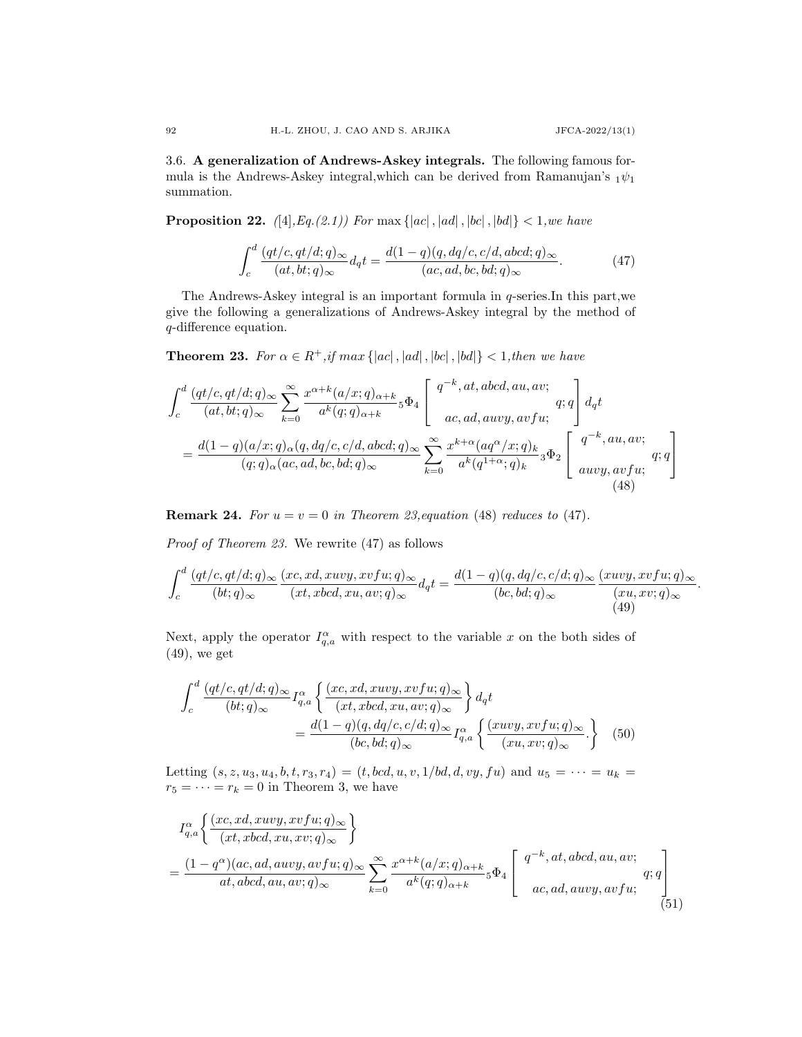3.6. **A generalization of Andrews-Askey integrals.** The following famous formula is the Andrews-Askey integral,which can be derived from Ramanujan's ${}_1\psi_1$ summation.

**Proposition 22.** *([4],Eq.(2.1)) For* $\max\{|ac|,|ad|,|bc|,|bd|\}<1$*,we have*

$$\int_c^d \frac{(qt/c,qt/d;q)_\infty}{(at,bt;q)_\infty}d_qt=\frac{d(1-q)(q,dq/c,c/d,abcd;q)_\infty}{(ac,ad,bc,bd;q)_\infty}. \tag{47}$$

The Andrews-Askey integral is an important formula in $q$-series.In this part,we give the following a generalizations of Andrews-Askey integral by the method of $q$-difference equation.

**Theorem 23.** *For* $\alpha\in R^+$*,if* $max\{|ac|,|ad|,|bc|,|bd|\}<1$*,then we have*

$$\begin{aligned}
&\int_c^d \frac{(qt/c,qt/d;q)_\infty}{(at,bt;q)_\infty}\sum_{k=0}^{\infty}\frac{x^{\alpha+k}(a/x;q)_{\alpha+k}}{a^k(q;q)_{\alpha+k}}{}_5\Phi_4\left[\begin{array}{c} q^{-k},at,abcd,au,av; \\ ac,ad,auvy,avfu; \end{array} q;q\right]d_qt \\
&=\frac{d(1-q)(a/x;q)_\alpha(q,dq/c,c/d,abcd;q)_\infty}{(q;q)_\alpha(ac,ad,bc,bd;q)_\infty}\sum_{k=0}^{\infty}\frac{x^{k+\alpha}(aq^\alpha/x;q)_k}{a^k(q^{1+\alpha};q)_k}{}_3\Phi_2\left[\begin{array}{c} q^{-k},au,av; \\ auvy,avfu; \end{array} q;q\right]
\end{aligned} \tag{48}$$

**Remark 24.** *For* $u=v=0$ *in Theorem 23,equation* (48) *reduces to* (47).

*Proof of Theorem 23.* We rewrite (47) as follows

$$\int_c^d \frac{(qt/c,qt/d;q)_\infty}{(bt;q)_\infty}\frac{(xc,xd,xuvy,xvfu;q)_\infty}{(xt,xbcd,xu,av;q)_\infty}d_qt=\frac{d(1-q)(q,dq/c,c/d;q)_\infty}{(bc,bd;q)_\infty}\frac{(xuvy,xvfu;q)_\infty}{(xu,xv;q)_\infty}. \tag{49}$$

Next, apply the operator $I^{\alpha}_{q,a}$ with respect to the variable $x$ on the both sides of (49), we get

$$\begin{aligned}
&\int_c^d \frac{(qt/c,qt/d;q)_\infty}{(bt;q)_\infty}I^{\alpha}_{q,a}\left\{\frac{(xc,xd,xuvy,xvfu;q)_\infty}{(xt,xbcd,xu,av;q)_\infty}\right\}d_qt \\
&\qquad=\frac{d(1-q)(q,dq/c,c/d;q)_\infty}{(bc,bd;q)_\infty}I^{\alpha}_{q,a}\left\{\frac{(xuvy,xvfu;q)_\infty}{(xu,xv;q)_\infty}.\right\}
\end{aligned} \tag{50}$$

Letting $(s,z,u_3,u_4,b,t,r_3,r_4)=(t,bcd,u,v,1/bd,d,vy,fu)$ and $u_5=\cdots=u_k=r_5=\cdots=r_k=0$ in Theorem 3, we have

$$\begin{aligned}
&I^{\alpha}_{q,a}\left\{\frac{(xc,xd,xuvy,xvfu;q)_\infty}{(xt,xbcd,xu,xv;q)_\infty}\right\} \\
&=\frac{(1-q^\alpha)(ac,ad,auvy,avfu;q)_\infty}{at,abcd,au,av;q)_\infty}\sum_{k=0}^{\infty}\frac{x^{\alpha+k}(a/x;q)_{\alpha+k}}{a^k(q;q)_{\alpha+k}}{}_5\Phi_4\left[\begin{array}{c} q^{-k},at,abcd,au,av; \\ ac,ad,auvy,avfu; \end{array} q;q\right]
\end{aligned} \tag{51}$$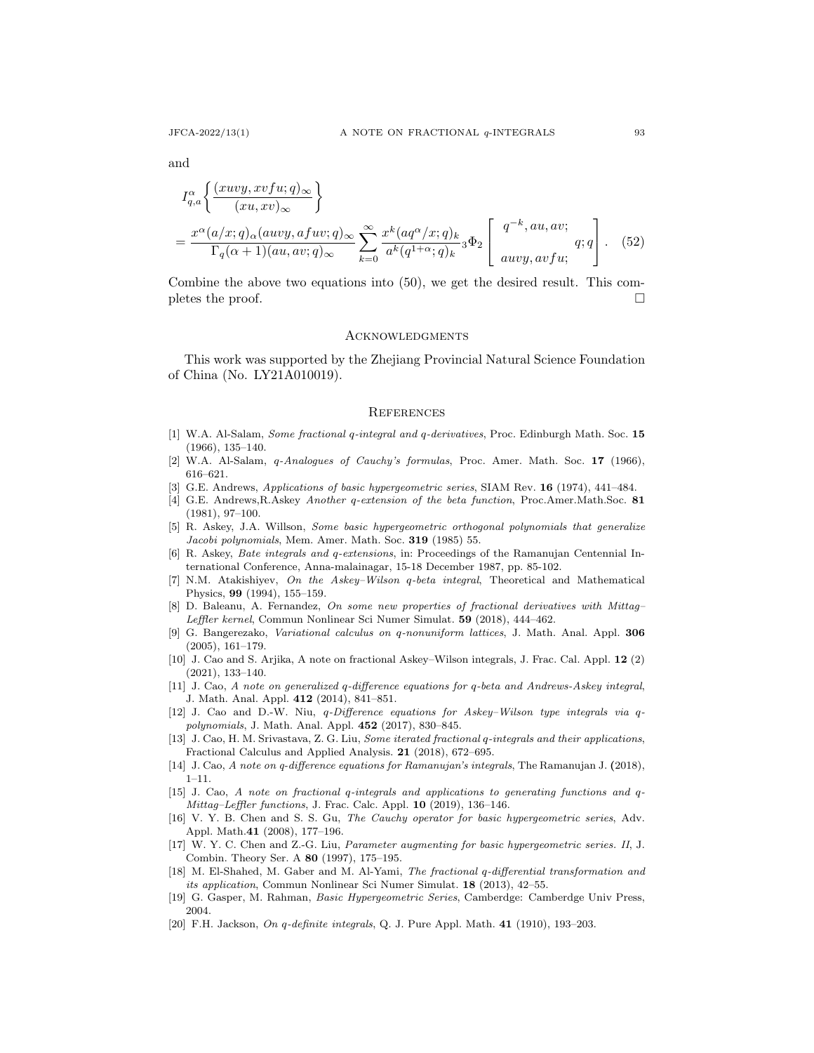and

$$
\begin{aligned}
&I_{q,a}^{\alpha}\left\{\frac{(xuvy, xvfu;q)_\infty}{(xu,xv)_\infty}\right\} \\
&= \frac{x^\alpha (a/x;q)_\alpha (auvy, afuv;q)_\infty}{\Gamma_q(\alpha+1)(au,av;q)_\infty} \sum_{k=0}^{\infty} \frac{x^k (aq^\alpha/x;q)_k}{a^k (q^{1+\alpha};q)_k} {}_3\Phi_2 \left[ \begin{matrix} q^{-k}, au, av; \\ auvy, avfu; \end{matrix} q;q \right]. \quad (52)
\end{aligned}
$$

Combine the above two equations into (50), we get the desired result. This completes the proof. □

## Acknowledgments

This work was supported by the Zhejiang Provincial Natural Science Foundation of China (No. LY21A010019).

## References

[1] W.A. Al-Salam, *Some fractional q-integral and q-derivatives*, Proc. Edinburgh Math. Soc. **15** (1966), 135–140.

[2] W.A. Al-Salam, *q-Analogues of Cauchy's formulas*, Proc. Amer. Math. Soc. **17** (1966), 616–621.

[3] G.E. Andrews, *Applications of basic hypergeometric series*, SIAM Rev. **16** (1974), 441–484.

[4] G.E. Andrews,R.Askey *Another q-extension of the beta function*, Proc.Amer.Math.Soc. **81** (1981), 97–100.

[5] R. Askey, J.A. Willson, *Some basic hypergeometric orthogonal polynomials that generalize Jacobi polynomials*, Mem. Amer. Math. Soc. **319** (1985) 55.

[6] R. Askey, *Bate integrals and q-extensions*, in: Proceedings of the Ramanujan Centennial International Conference, Anna-malainagar, 15-18 December 1987, pp. 85-102.

[7] N.M. Atakishiyev, *On the Askey–Wilson q-beta integral*, Theoretical and Mathematical Physics, **99** (1994), 155–159.

[8] D. Baleanu, A. Fernandez, *On some new properties of fractional derivatives with Mittag–Leffler kernel*, Commun Nonlinear Sci Numer Simulat. **59** (2018), 444–462.

[9] G. Bangerezako, *Variational calculus on q-nonuniform lattices*, J. Math. Anal. Appl. **306** (2005), 161–179.

[10] J. Cao and S. Arjika, A note on fractional Askey–Wilson integrals, J. Frac. Cal. Appl. **12** (2) (2021), 133–140.

[11] J. Cao, *A note on generalized q-difference equations for q-beta and Andrews-Askey integral*, J. Math. Anal. Appl. **412** (2014), 841–851.

[12] J. Cao and D.-W. Niu, *q-Difference equations for Askey–Wilson type integrals via q-polynomials*, J. Math. Anal. Appl. **452** (2017), 830–845.

[13] J. Cao, H. M. Srivastava, Z. G. Liu, *Some iterated fractional q-integrals and their applications*, Fractional Calculus and Applied Analysis. **21** (2018), 672–695.

[14] J. Cao, *A note on q-difference equations for Ramanujan's integrals*, The Ramanujan J. **(**2018), 1–11.

[15] J. Cao, *A note on fractional q-integrals and applications to generating functions and q-Mittag–Leffler functions*, J. Frac. Calc. Appl. **10** (2019), 136–146.

[16] V. Y. B. Chen and S. S. Gu, *The Cauchy operator for basic hypergeometric series*, Adv. Appl. Math.**41** (2008), 177–196.

[17] W. Y. C. Chen and Z.-G. Liu, *Parameter augmenting for basic hypergeometric series. II*, J. Combin. Theory Ser. A **80** (1997), 175–195.

[18] M. El-Shahed, M. Gaber and M. Al-Yami, *The fractional q-differential transformation and its application*, Commun Nonlinear Sci Numer Simulat. **18** (2013), 42–55.

[19] G. Gasper, M. Rahman, *Basic Hypergeometric Series*, Camberdge: Camberdge Univ Press, 2004.

[20] F.H. Jackson, *On q-definite integrals*, Q. J. Pure Appl. Math. **41** (1910), 193–203.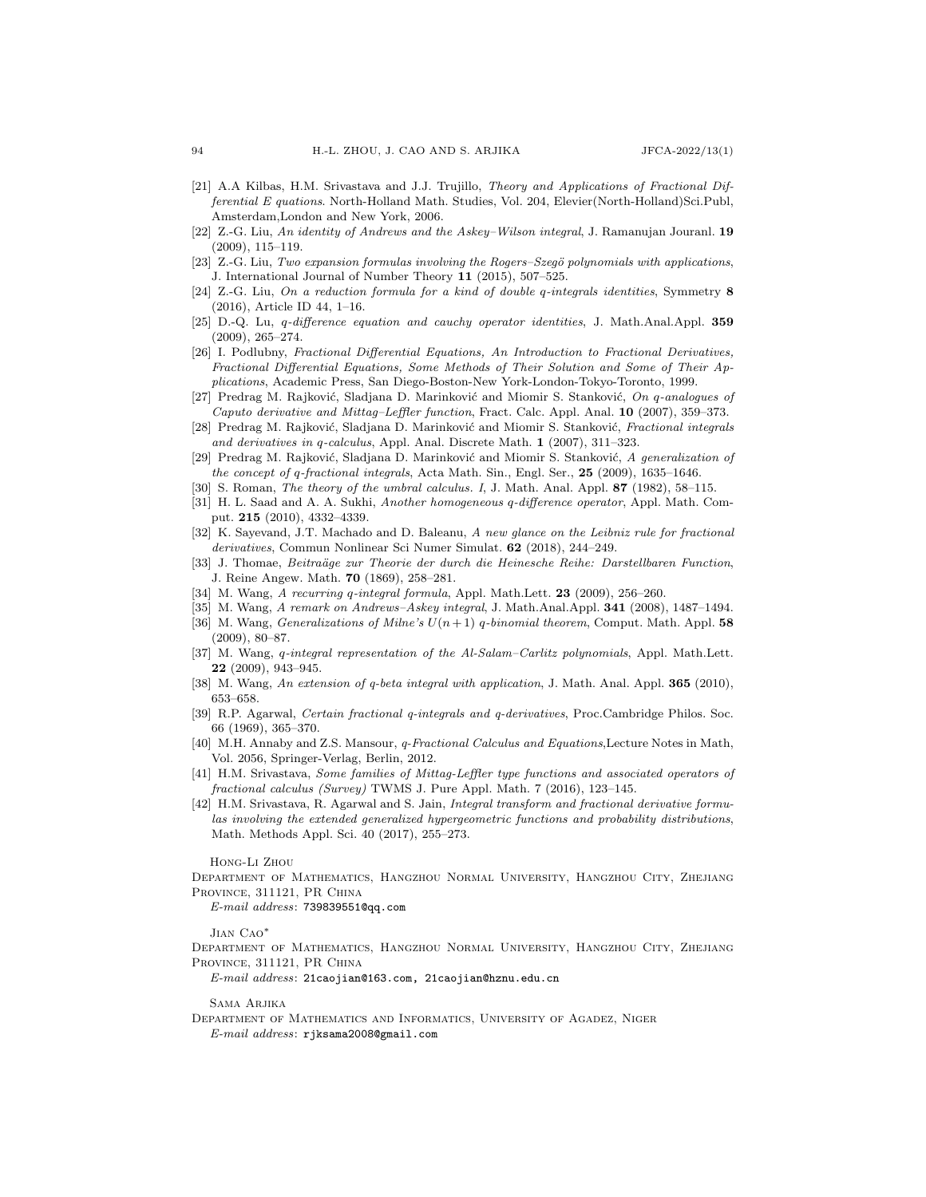[21] A.A Kilbas, H.M. Srivastava and J.J. Trujillo, *Theory and Applications of Fractional Differential E quations*. North-Holland Math. Studies, Vol. 204, Elevier(North-Holland)Sci.Publ, Amsterdam,London and New York, 2006.

[22] Z.-G. Liu, *An identity of Andrews and the Askey–Wilson integral*, J. Ramanujan Jouranl. **19** (2009), 115–119.

[23] Z.-G. Liu, *Two expansion formulas involving the Rogers–Szegö polynomials with applications*, J. International Journal of Number Theory **11** (2015), 507–525.

[24] Z.-G. Liu, *On a reduction formula for a kind of double q-integrals identities*, Symmetry **8** (2016), Article ID 44, 1–16.

[25] D.-Q. Lu, *q-difference equation and cauchy operator identities*, J. Math.Anal.Appl. **359** (2009), 265–274.

[26] I. Podlubny, *Fractional Differential Equations, An Introduction to Fractional Derivatives, Fractional Differential Equations, Some Methods of Their Solution and Some of Their Applications*, Academic Press, San Diego-Boston-New York-London-Tokyo-Toronto, 1999.

[27] Predrag M. Rajković, Sladjana D. Marinković and Miomir S. Stanković, *On q-analogues of Caputo derivative and Mittag–Leffler function*, Fract. Calc. Appl. Anal. **10** (2007), 359–373.

[28] Predrag M. Rajković, Sladjana D. Marinković and Miomir S. Stanković, *Fractional integrals and derivatives in q-calculus*, Appl. Anal. Discrete Math. **1** (2007), 311–323.

[29] Predrag M. Rajković, Sladjana D. Marinković and Miomir S. Stanković, *A generalization of the concept of q-fractional integrals*, Acta Math. Sin., Engl. Ser., **25** (2009), 1635–1646.

[30] S. Roman, *The theory of the umbral calculus. I*, J. Math. Anal. Appl. **87** (1982), 58–115.

[31] H. L. Saad and A. A. Sukhi, *Another homogeneous q-difference operator*, Appl. Math. Comput. **215** (2010), 4332–4339.

[32] K. Sayevand, J.T. Machado and D. Baleanu, *A new glance on the Leibniz rule for fractional derivatives*, Commun Nonlinear Sci Numer Simulat. **62** (2018), 244–249.

[33] J. Thomae, *Beitraäge zur Theorie der durch die Heinesche Reihe: Darstellbaren Function*, J. Reine Angew. Math. **70** (1869), 258–281.

[34] M. Wang, *A recurring q-integral formula*, Appl. Math.Lett. **23** (2009), 256–260.

[35] M. Wang, *A remark on Andrews–Askey integral*, J. Math.Anal.Appl. **341** (2008), 1487–1494.

[36] M. Wang, *Generalizations of Milne's $U(n+1)$ q-binomial theorem*, Comput. Math. Appl. **58** (2009), 80–87.

[37] M. Wang, *q-integral representation of the Al-Salam–Carlitz polynomials*, Appl. Math.Lett. **22** (2009), 943–945.

[38] M. Wang, *An extension of q-beta integral with application*, J. Math. Anal. Appl. **365** (2010), 653–658.

[39] R.P. Agarwal, *Certain fractional q-integrals and q-derivatives*, Proc.Cambridge Philos. Soc. 66 (1969), 365–370.

[40] M.H. Annaby and Z.S. Mansour, *q-Fractional Calculus and Equations*,Lecture Notes in Math, Vol. 2056, Springer-Verlag, Berlin, 2012.

[41] H.M. Srivastava, *Some families of Mittag-Leffler type functions and associated operators of fractional calculus (Survey)* TWMS J. Pure Appl. Math. 7 (2016), 123–145.

[42] H.M. Srivastava, R. Agarwal and S. Jain, *Integral transform and fractional derivative formulas involving the extended generalized hypergeometric functions and probability distributions*, Math. Methods Appl. Sci. 40 (2017), 255–273.

Hong-Li Zhou

Department of Mathematics, Hangzhou Normal University, Hangzhou City, Zhejiang Province, 311121, PR China

*E-mail address*: 739839551@qq.com

Jian Cao*

Department of Mathematics, Hangzhou Normal University, Hangzhou City, Zhejiang Province, 311121, PR China

*E-mail address*: 21caojian@163.com, 21caojian@hznu.edu.cn

Sama Arjika

Department of Mathematics and Informatics, University of Agadez, Niger

*E-mail address*: rjksama2008@gmail.com